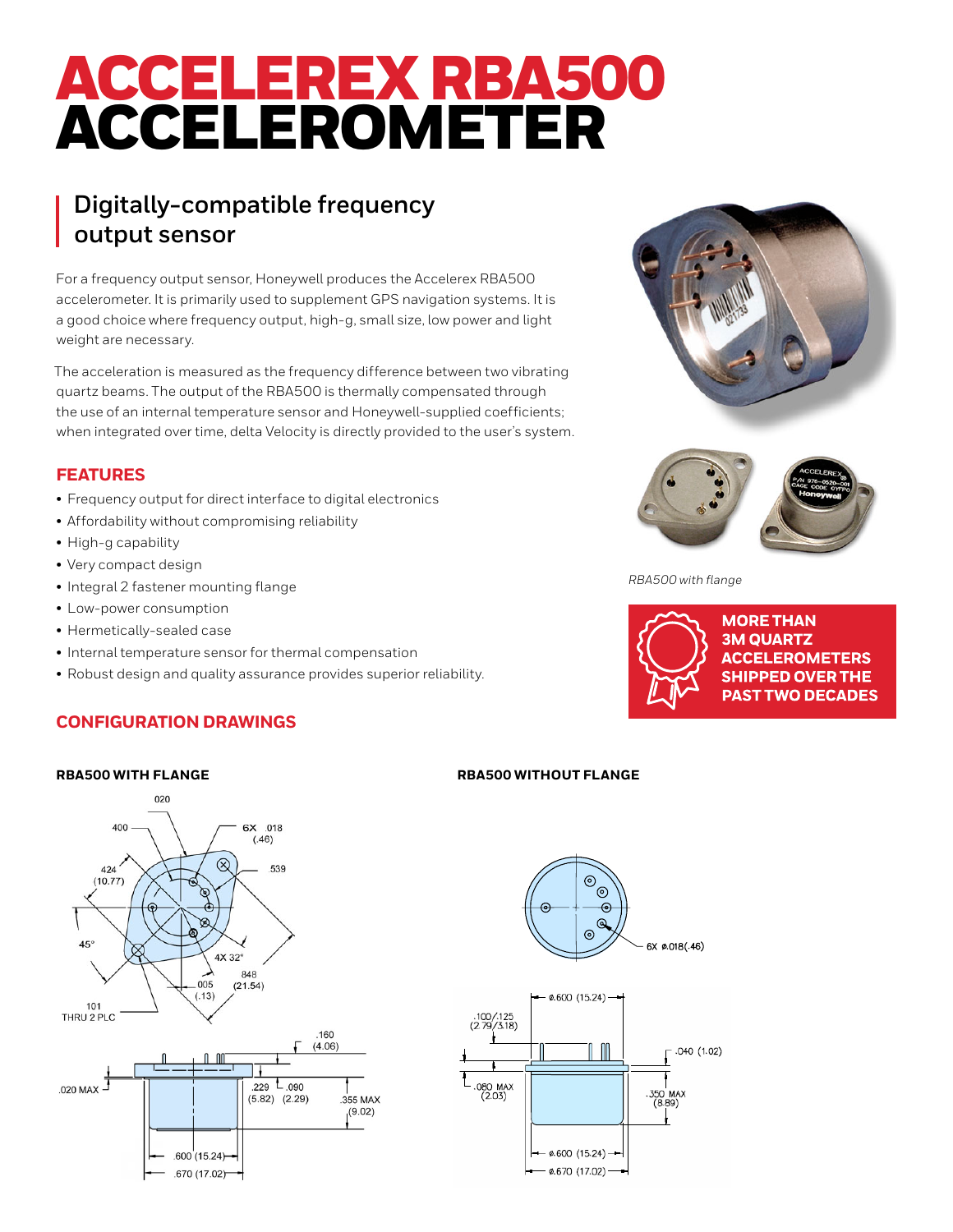# ACCELEREX RBA500 ACCELEROMETER

## Digitally-compatible frequency output sensor

For a frequency output sensor, Honeywell produces the Accelerex RBA500 accelerometer. It is primarily used to supplement GPS navigation systems. It is a good choice where frequency output, high-g, small size, low power and light weight are necessary.

The acceleration is measured as the frequency difference between two vibrating quartz beams. The output of the RBA500 is thermally compensated through the use of an internal temperature sensor and Honeywell-supplied coefficients; when integrated over time, delta Velocity is directly provided to the user's system.

### FEATURES

- Frequency output for direct interface to digital electronics
- Affordability without compromising reliability
- High-g capability
- Very compact design
- Integral 2 fastener mounting flange
- Low-power consumption
- Hermetically-sealed case
- Internal temperature sensor for thermal compensation
- Robust design and quality assurance provides superior reliability.

*RBA500 with flange*

**MORE THAN 3M QUARTZ ACCELEROMETERS SHIPPED OVER THE PAST TWO DECADES**

### CONFIGURATION DRAWINGS

**RBA500 WITH FLANGE**

**RBA500 WITHOUT FLANGE**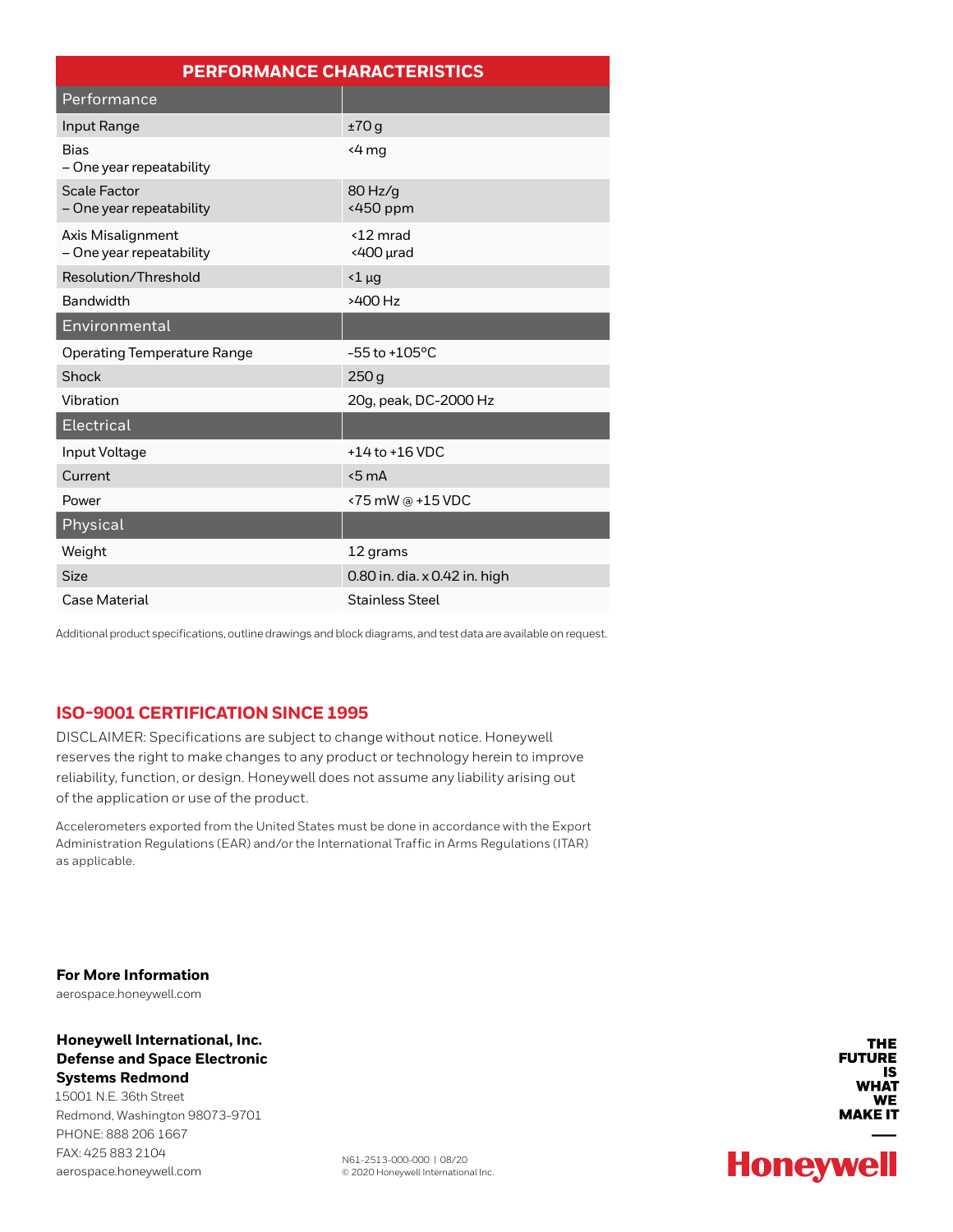## PERFORMANCE CHARACTERISTICS

| Performance | |
|---|---|
| Input Range | ±70 g |
| Bias<br>– One year repeatability | <4 mg |
| Scale Factor<br>– One year repeatability | 80 Hz/g<br><450 ppm |
| Axis Misalignment<br>– One year repeatability | <12 mrad<br><400 µrad |
| Resolution/Threshold | <1 µg |
| Bandwidth | >400 Hz |
| **Environmental** | |
| Operating Temperature Range | -55 to +105°C |
| Shock | 250 g |
| Vibration | 20g, peak, DC-2000 Hz |
| **Electrical** | |
| Input Voltage | +14 to +16 VDC |
| Current | <5 mA |
| Power | <75 mW @ +15 VDC |
| **Physical** | |
| Weight | 12 grams |
| Size | 0.80 in. dia. x 0.42 in. high |
| Case Material | Stainless Steel |

Additional product specifications, outline drawings and block diagrams, and test data are available on request.

## ISO-9001 CERTIFICATION SINCE 1995

DISCLAIMER: Specifications are subject to change without notice. Honeywell reserves the right to make changes to any product or technology herein to improve reliability, function, or design. Honeywell does not assume any liability arising out of the application or use of the product.

Accelerometers exported from the United States must be done in accordance with the Export Administration Regulations (EAR) and/or the International Traffic in Arms Regulations (ITAR) as applicable.

**For More Information**
aerospace.honeywell.com

**Honeywell International, Inc.**
**Defense and Space Electronic Systems Redmond**
15001 N.E. 36th Street
Redmond, Washington 98073-9701
PHONE: 888 206 1667
FAX: 425 883 2104
aerospace.honeywell.com

N61-2513-000-000 | 08/20
© 2020 Honeywell International Inc.

THE FUTURE IS WHAT WE MAKE IT

Honeywell